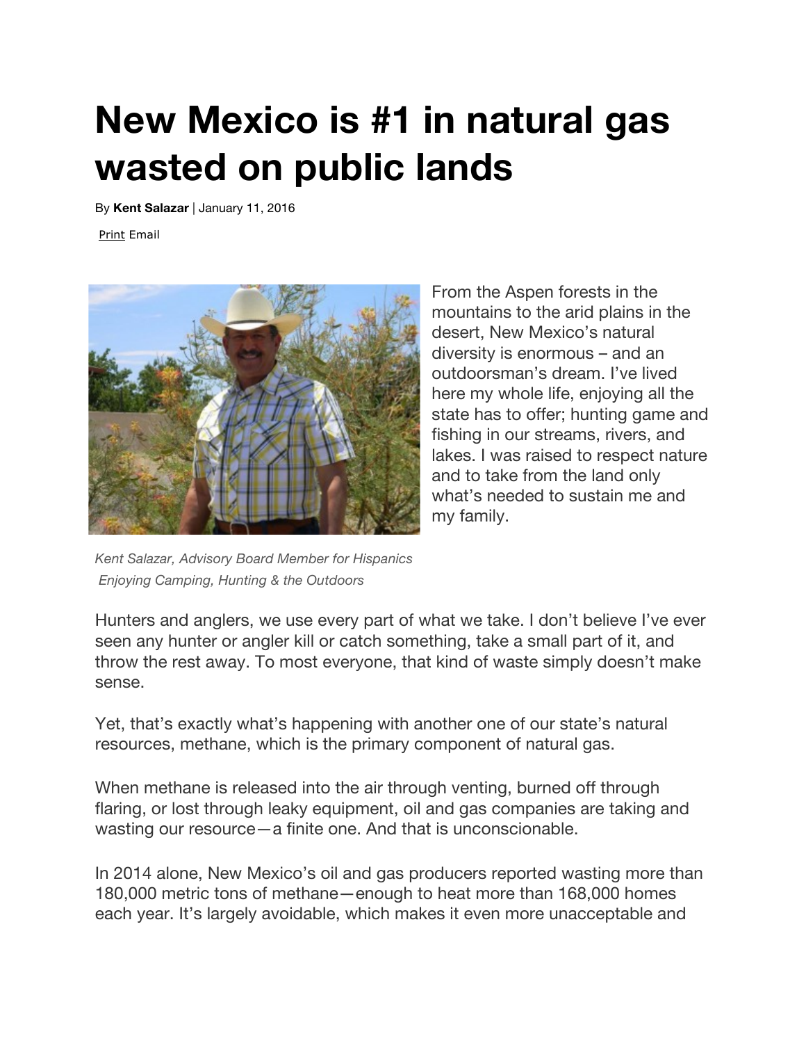# New Mexico is #1 in natural gas wasted on public lands

By **Kent Salazar** | January 11, 2016

Print Email

*Kent Salazar, Advisory Board Member for Hispanics Enjoying Camping, Hunting & the Outdoors*

From the Aspen forests in the mountains to the arid plains in the desert, New Mexico's natural diversity is enormous – and an outdoorsman's dream. I've lived here my whole life, enjoying all the state has to offer; hunting game and fishing in our streams, rivers, and lakes. I was raised to respect nature and to take from the land only what's needed to sustain me and my family.

Hunters and anglers, we use every part of what we take. I don't believe I've ever seen any hunter or angler kill or catch something, take a small part of it, and throw the rest away. To most everyone, that kind of waste simply doesn't make sense.

Yet, that's exactly what's happening with another one of our state's natural resources, methane, which is the primary component of natural gas.

When methane is released into the air through venting, burned off through flaring, or lost through leaky equipment, oil and gas companies are taking and wasting our resource—a finite one. And that is unconscionable.

In 2014 alone, New Mexico's oil and gas producers reported wasting more than 180,000 metric tons of methane—enough to heat more than 168,000 homes each year. It's largely avoidable, which makes it even more unacceptable and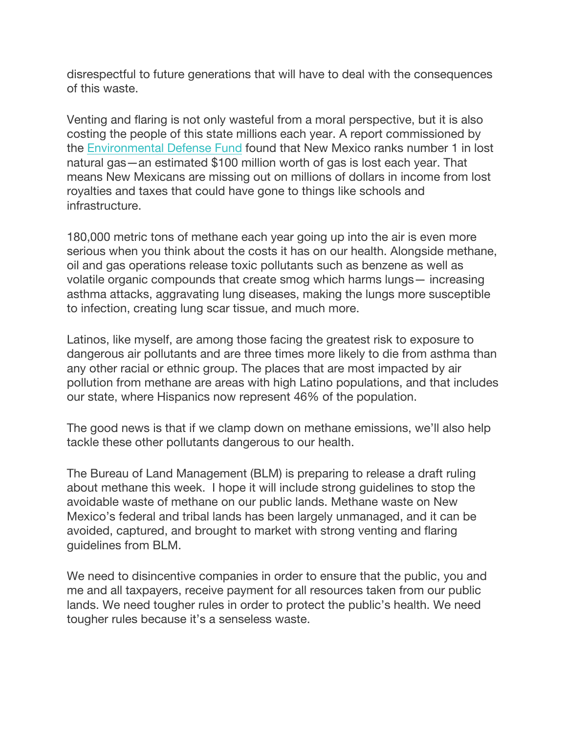disrespectful to future generations that will have to deal with the consequences of this waste.

Venting and flaring is not only wasteful from a moral perspective, but it is also costing the people of this state millions each year. A report commissioned by the Environmental Defense Fund found that New Mexico ranks number 1 in lost natural gas—an estimated $100 million worth of gas is lost each year. That means New Mexicans are missing out on millions of dollars in income from lost royalties and taxes that could have gone to things like schools and infrastructure.

180,000 metric tons of methane each year going up into the air is even more serious when you think about the costs it has on our health. Alongside methane, oil and gas operations release toxic pollutants such as benzene as well as volatile organic compounds that create smog which harms lungs— increasing asthma attacks, aggravating lung diseases, making the lungs more susceptible to infection, creating lung scar tissue, and much more.

Latinos, like myself, are among those facing the greatest risk to exposure to dangerous air pollutants and are three times more likely to die from asthma than any other racial or ethnic group. The places that are most impacted by air pollution from methane are areas with high Latino populations, and that includes our state, where Hispanics now represent 46% of the population.

The good news is that if we clamp down on methane emissions, we'll also help tackle these other pollutants dangerous to our health.

The Bureau of Land Management (BLM) is preparing to release a draft ruling about methane this week. I hope it will include strong guidelines to stop the avoidable waste of methane on our public lands. Methane waste on New Mexico's federal and tribal lands has been largely unmanaged, and it can be avoided, captured, and brought to market with strong venting and flaring guidelines from BLM.

We need to disincentive companies in order to ensure that the public, you and me and all taxpayers, receive payment for all resources taken from our public lands. We need tougher rules in order to protect the public's health. We need tougher rules because it's a senseless waste.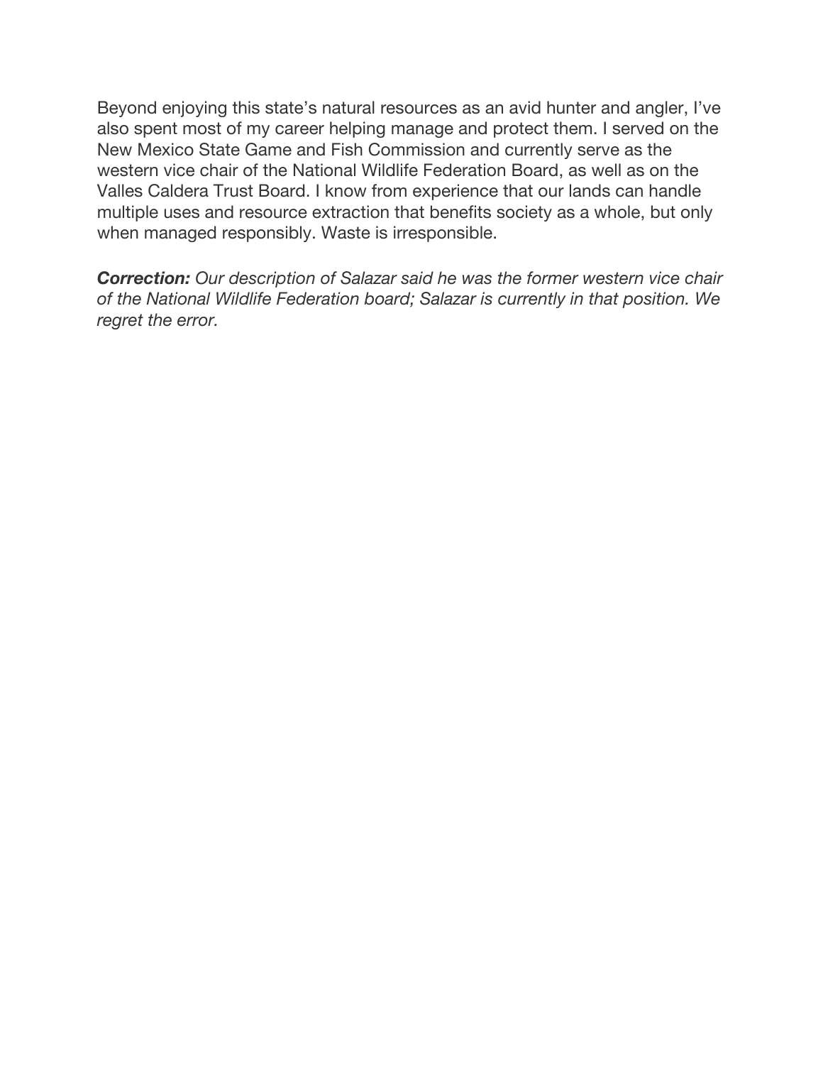Beyond enjoying this state's natural resources as an avid hunter and angler, I've also spent most of my career helping manage and protect them. I served on the New Mexico State Game and Fish Commission and currently serve as the western vice chair of the National Wildlife Federation Board, as well as on the Valles Caldera Trust Board. I know from experience that our lands can handle multiple uses and resource extraction that benefits society as a whole, but only when managed responsibly. Waste is irresponsible.

***Correction:*** *Our description of Salazar said he was the former western vice chair of the National Wildlife Federation board; Salazar is currently in that position. We regret the error.*